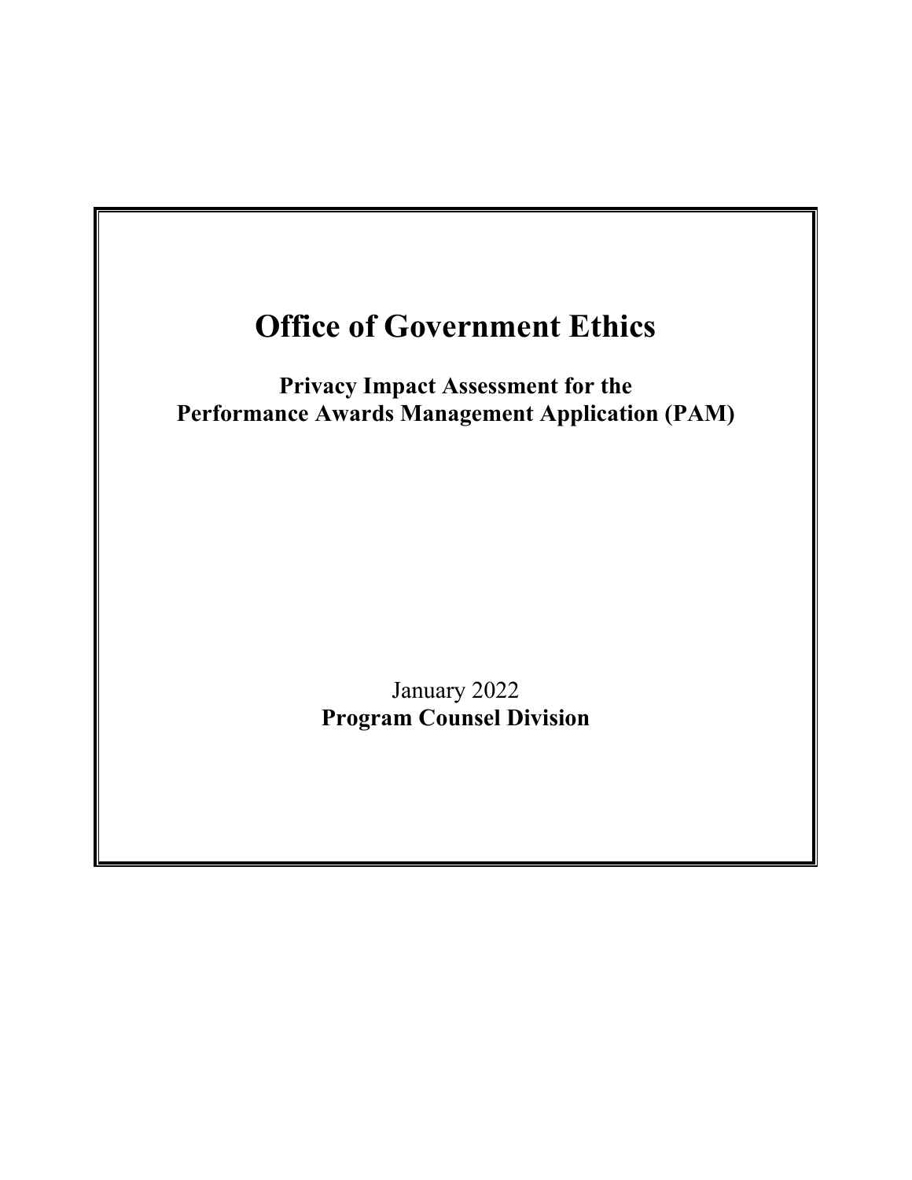# Office of Government Ethics

**Privacy Impact Assessment for the Performance Awards Management Application (PAM)**

January 2022

**Program Counsel Division**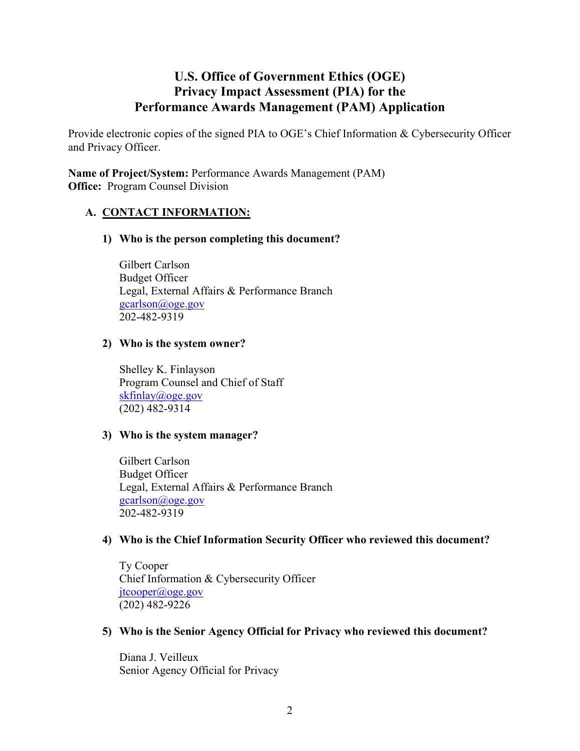# U.S. Office of Government Ethics (OGE) Privacy Impact Assessment (PIA) for the Performance Awards Management (PAM) Application

Provide electronic copies of the signed PIA to OGE's Chief Information & Cybersecurity Officer and Privacy Officer.

**Name of Project/System:** Performance Awards Management (PAM)
**Office:** Program Counsel Division

## A. CONTACT INFORMATION:

### 1) Who is the person completing this document?

Gilbert Carlson
Budget Officer
Legal, External Affairs & Performance Branch
gcarlson@oge.gov
202-482-9319

### 2) Who is the system owner?

Shelley K. Finlayson
Program Counsel and Chief of Staff
skfinlay@oge.gov
(202) 482-9314

### 3) Who is the system manager?

Gilbert Carlson
Budget Officer
Legal, External Affairs & Performance Branch
gcarlson@oge.gov
202-482-9319

### 4) Who is the Chief Information Security Officer who reviewed this document?

Ty Cooper
Chief Information & Cybersecurity Officer
jtcooper@oge.gov
(202) 482-9226

### 5) Who is the Senior Agency Official for Privacy who reviewed this document?

Diana J. Veilleux
Senior Agency Official for Privacy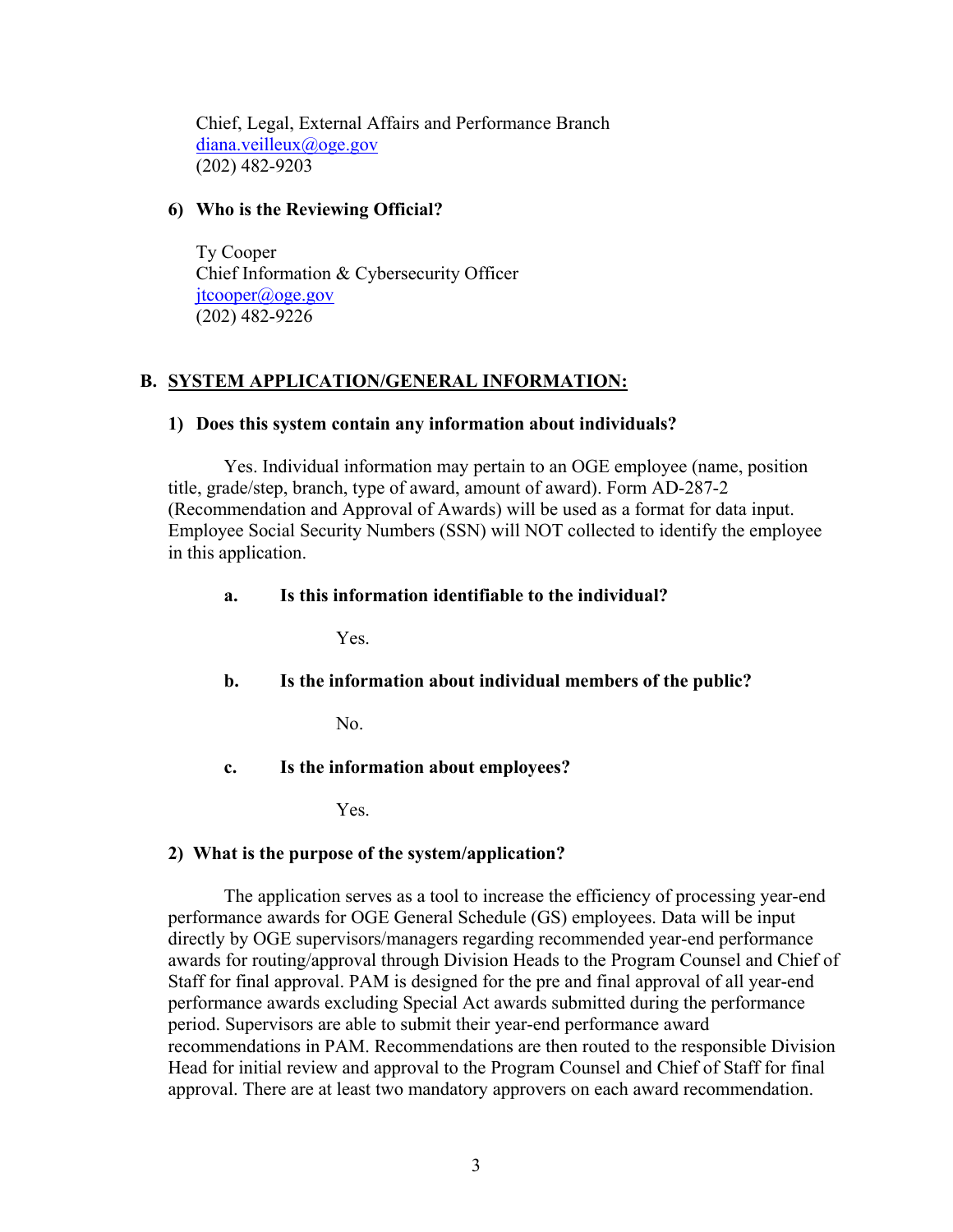Chief, Legal, External Affairs and Performance Branch
diana.veilleux@oge.gov
(202) 482-9203

**6) Who is the Reviewing Official?**

Ty Cooper
Chief Information & Cybersecurity Officer
jtcooper@oge.gov
(202) 482-9226

## B. SYSTEM APPLICATION/GENERAL INFORMATION:

**1) Does this system contain any information about individuals?**

Yes. Individual information may pertain to an OGE employee (name, position title, grade/step, branch, type of award, amount of award). Form AD-287-2 (Recommendation and Approval of Awards) will be used as a format for data input. Employee Social Security Numbers (SSN) will NOT collected to identify the employee in this application.

**a. Is this information identifiable to the individual?**

Yes.

**b. Is the information about individual members of the public?**

No.

**c. Is the information about employees?**

Yes.

**2) What is the purpose of the system/application?**

The application serves as a tool to increase the efficiency of processing year-end performance awards for OGE General Schedule (GS) employees. Data will be input directly by OGE supervisors/managers regarding recommended year-end performance awards for routing/approval through Division Heads to the Program Counsel and Chief of Staff for final approval. PAM is designed for the pre and final approval of all year-end performance awards excluding Special Act awards submitted during the performance period. Supervisors are able to submit their year-end performance award recommendations in PAM. Recommendations are then routed to the responsible Division Head for initial review and approval to the Program Counsel and Chief of Staff for final approval. There are at least two mandatory approvers on each award recommendation.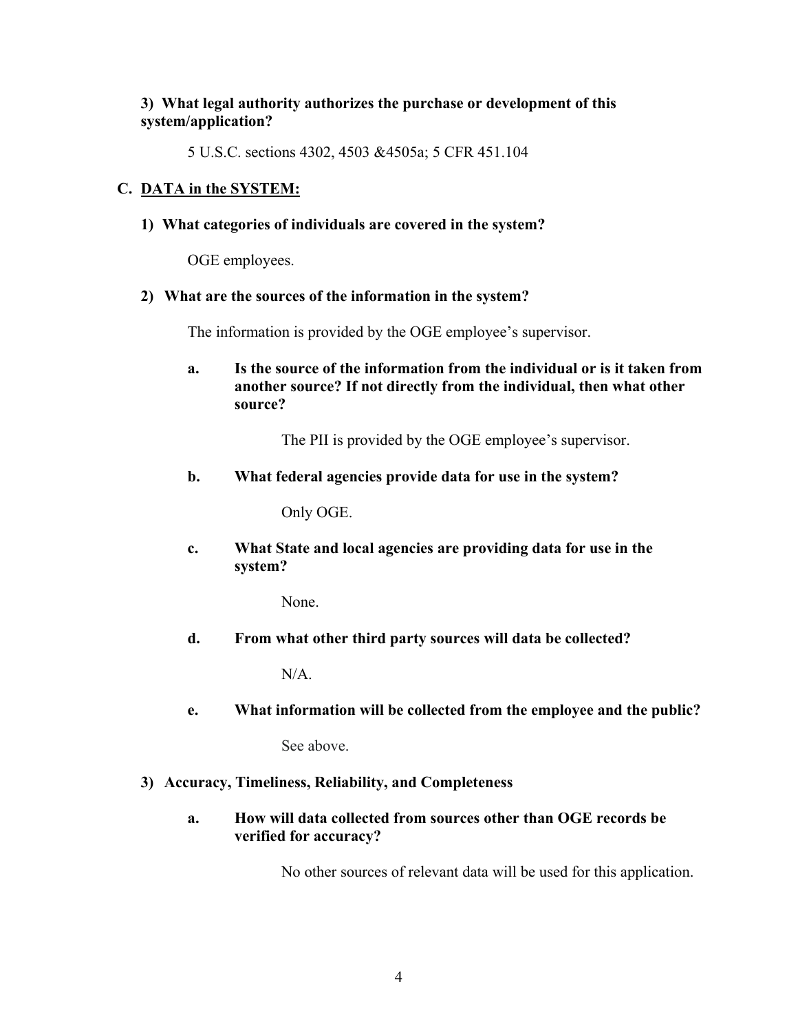**3) What legal authority authorizes the purchase or development of this system/application?**

5 U.S.C. sections 4302, 4503 &4505a; 5 CFR 451.104

## C. DATA in the SYSTEM:

**1) What categories of individuals are covered in the system?**

OGE employees.

**2) What are the sources of the information in the system?**

The information is provided by the OGE employee's supervisor.

**a. Is the source of the information from the individual or is it taken from another source? If not directly from the individual, then what other source?**

The PII is provided by the OGE employee's supervisor.

**b. What federal agencies provide data for use in the system?**

Only OGE.

**c. What State and local agencies are providing data for use in the system?**

None.

**d. From what other third party sources will data be collected?**

N/A.

**e. What information will be collected from the employee and the public?**

See above.

**3) Accuracy, Timeliness, Reliability, and Completeness**

**a. How will data collected from sources other than OGE records be verified for accuracy?**

No other sources of relevant data will be used for this application.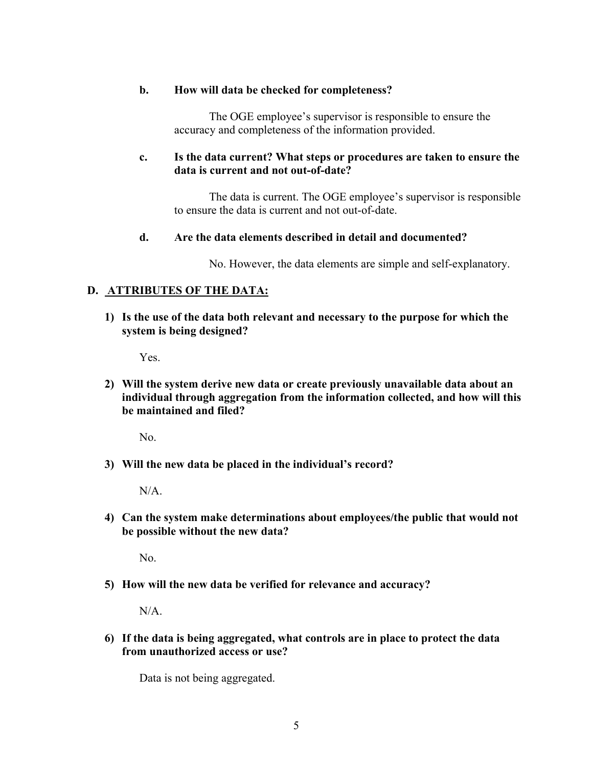**b. How will data be checked for completeness?**

The OGE employee's supervisor is responsible to ensure the accuracy and completeness of the information provided.

**c. Is the data current? What steps or procedures are taken to ensure the data is current and not out-of-date?**

The data is current. The OGE employee's supervisor is responsible to ensure the data is current and not out-of-date.

**d. Are the data elements described in detail and documented?**

No. However, the data elements are simple and self-explanatory.

## D. ATTRIBUTES OF THE DATA:

**1) Is the use of the data both relevant and necessary to the purpose for which the system is being designed?**

Yes.

**2) Will the system derive new data or create previously unavailable data about an individual through aggregation from the information collected, and how will this be maintained and filed?**

No.

**3) Will the new data be placed in the individual's record?**

N/A.

**4) Can the system make determinations about employees/the public that would not be possible without the new data?**

No.

**5) How will the new data be verified for relevance and accuracy?**

N/A.

**6) If the data is being aggregated, what controls are in place to protect the data from unauthorized access or use?**

Data is not being aggregated.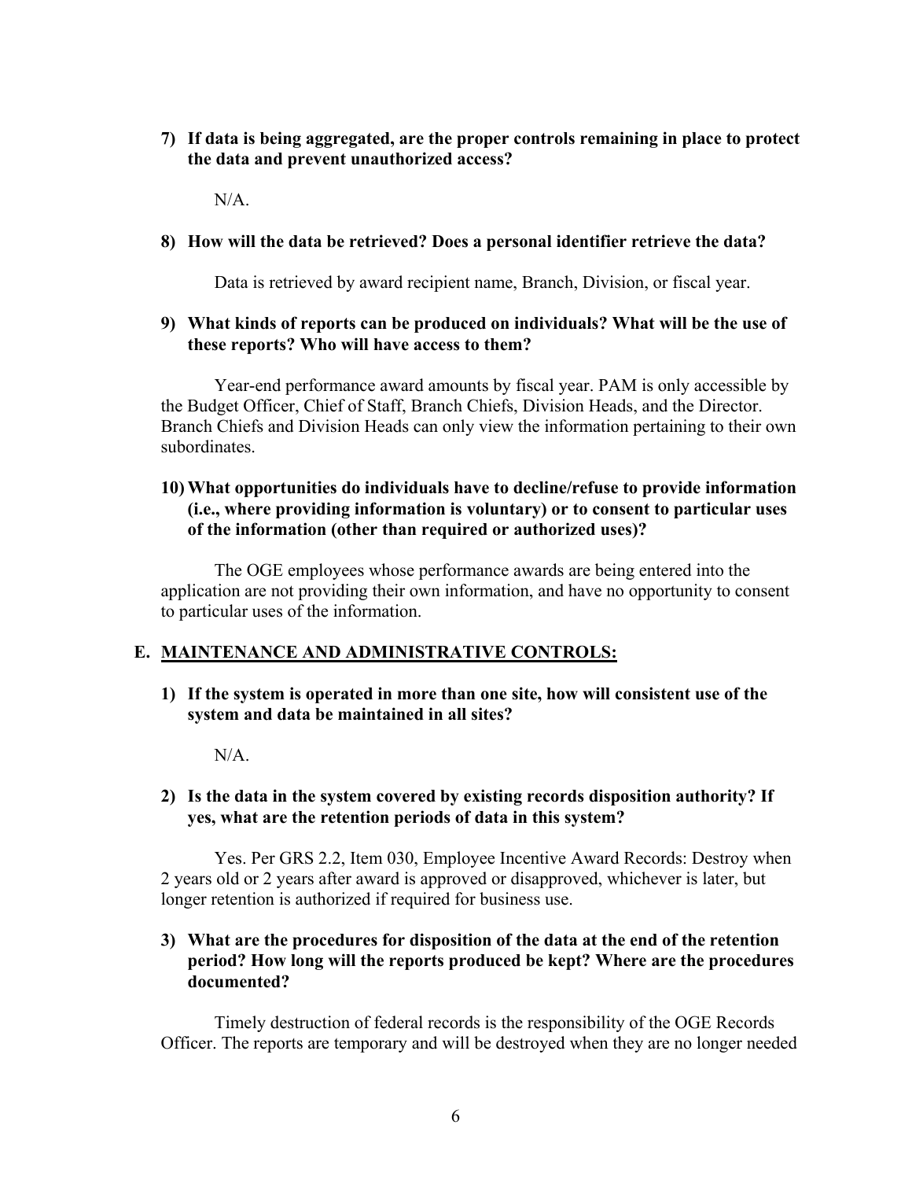**7) If data is being aggregated, are the proper controls remaining in place to protect the data and prevent unauthorized access?**

N/A.

**8) How will the data be retrieved? Does a personal identifier retrieve the data?**

Data is retrieved by award recipient name, Branch, Division, or fiscal year.

**9) What kinds of reports can be produced on individuals? What will be the use of these reports? Who will have access to them?**

Year-end performance award amounts by fiscal year. PAM is only accessible by the Budget Officer, Chief of Staff, Branch Chiefs, Division Heads, and the Director. Branch Chiefs and Division Heads can only view the information pertaining to their own subordinates.

**10) What opportunities do individuals have to decline/refuse to provide information (i.e., where providing information is voluntary) or to consent to particular uses of the information (other than required or authorized uses)?**

The OGE employees whose performance awards are being entered into the application are not providing their own information, and have no opportunity to consent to particular uses of the information.

## E. MAINTENANCE AND ADMINISTRATIVE CONTROLS:

**1) If the system is operated in more than one site, how will consistent use of the system and data be maintained in all sites?**

N/A.

**2) Is the data in the system covered by existing records disposition authority? If yes, what are the retention periods of data in this system?**

Yes. Per GRS 2.2, Item 030, Employee Incentive Award Records: Destroy when 2 years old or 2 years after award is approved or disapproved, whichever is later, but longer retention is authorized if required for business use.

**3) What are the procedures for disposition of the data at the end of the retention period? How long will the reports produced be kept? Where are the procedures documented?**

Timely destruction of federal records is the responsibility of the OGE Records Officer. The reports are temporary and will be destroyed when they are no longer needed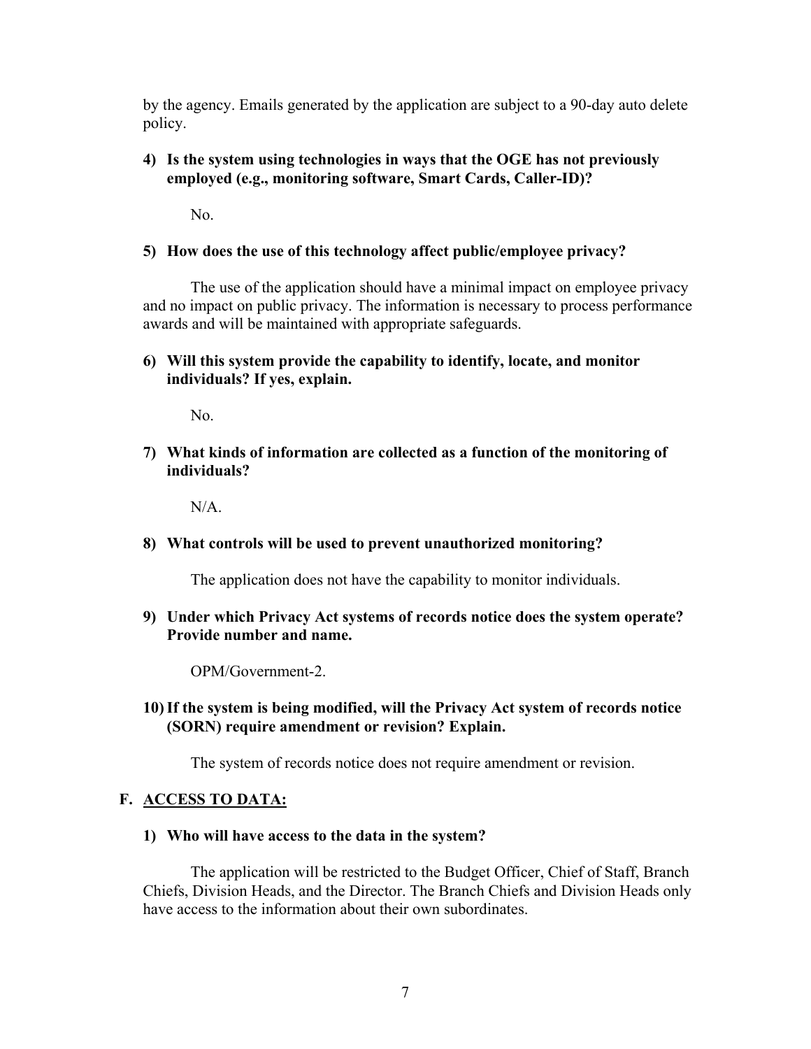by the agency. Emails generated by the application are subject to a 90-day auto delete policy.

**4) Is the system using technologies in ways that the OGE has not previously employed (e.g., monitoring software, Smart Cards, Caller-ID)?**

No.

**5) How does the use of this technology affect public/employee privacy?**

The use of the application should have a minimal impact on employee privacy and no impact on public privacy. The information is necessary to process performance awards and will be maintained with appropriate safeguards.

**6) Will this system provide the capability to identify, locate, and monitor individuals? If yes, explain.**

No.

**7) What kinds of information are collected as a function of the monitoring of individuals?**

N/A.

**8) What controls will be used to prevent unauthorized monitoring?**

The application does not have the capability to monitor individuals.

**9) Under which Privacy Act systems of records notice does the system operate? Provide number and name.**

OPM/Government-2.

**10) If the system is being modified, will the Privacy Act system of records notice (SORN) require amendment or revision? Explain.**

The system of records notice does not require amendment or revision.

## F. ACCESS TO DATA:

**1) Who will have access to the data in the system?**

The application will be restricted to the Budget Officer, Chief of Staff, Branch Chiefs, Division Heads, and the Director. The Branch Chiefs and Division Heads only have access to the information about their own subordinates.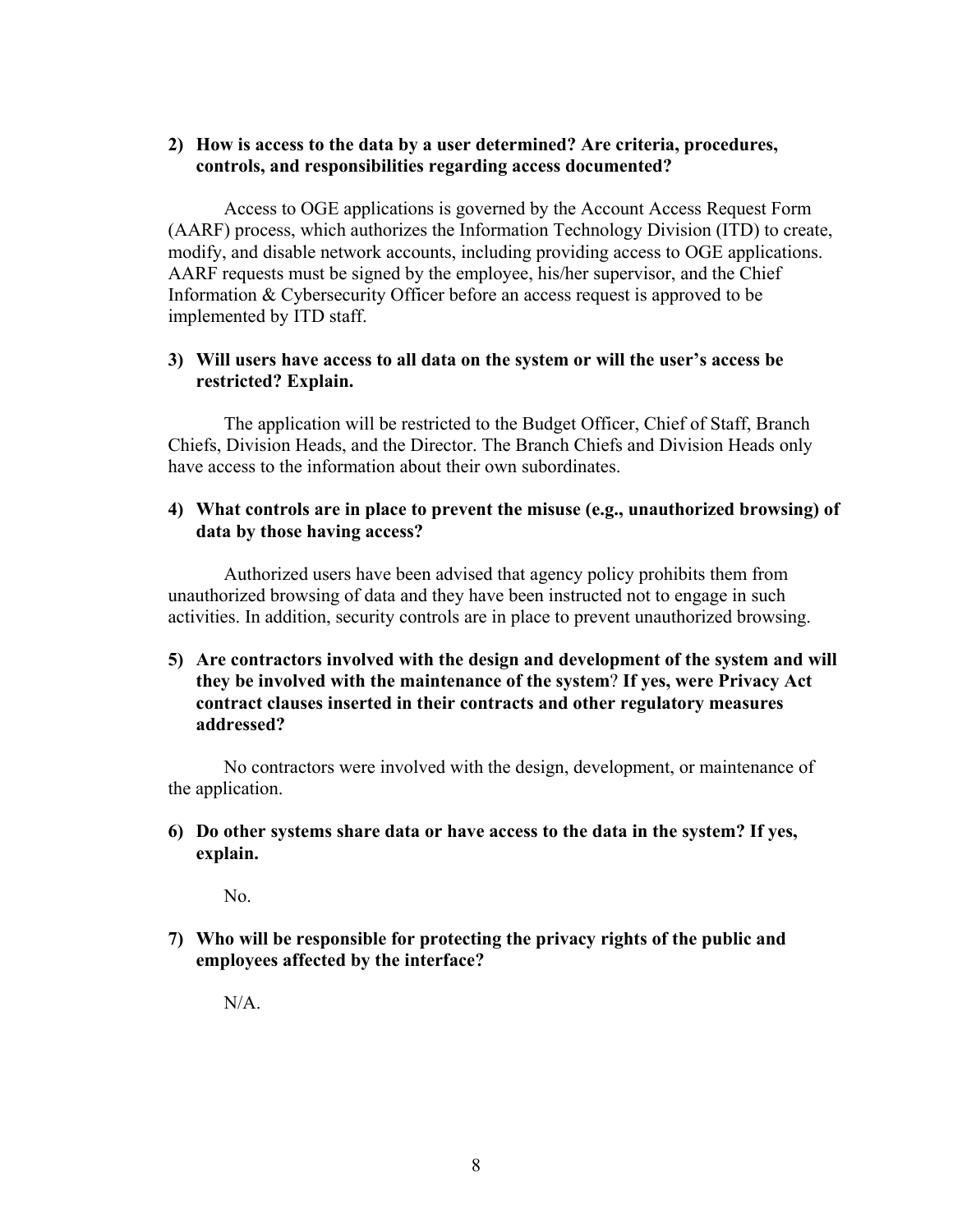**2) How is access to the data by a user determined? Are criteria, procedures, controls, and responsibilities regarding access documented?**

Access to OGE applications is governed by the Account Access Request Form (AARF) process, which authorizes the Information Technology Division (ITD) to create, modify, and disable network accounts, including providing access to OGE applications. AARF requests must be signed by the employee, his/her supervisor, and the Chief Information & Cybersecurity Officer before an access request is approved to be implemented by ITD staff.

**3) Will users have access to all data on the system or will the user's access be restricted? Explain.**

The application will be restricted to the Budget Officer, Chief of Staff, Branch Chiefs, Division Heads, and the Director. The Branch Chiefs and Division Heads only have access to the information about their own subordinates.

**4) What controls are in place to prevent the misuse (e.g., unauthorized browsing) of data by those having access?**

Authorized users have been advised that agency policy prohibits them from unauthorized browsing of data and they have been instructed not to engage in such activities. In addition, security controls are in place to prevent unauthorized browsing.

**5) Are contractors involved with the design and development of the system and will they be involved with the maintenance of the system? If yes, were Privacy Act contract clauses inserted in their contracts and other regulatory measures addressed?**

No contractors were involved with the design, development, or maintenance of the application.

**6) Do other systems share data or have access to the data in the system? If yes, explain.**

No.

**7) Who will be responsible for protecting the privacy rights of the public and employees affected by the interface?**

N/A.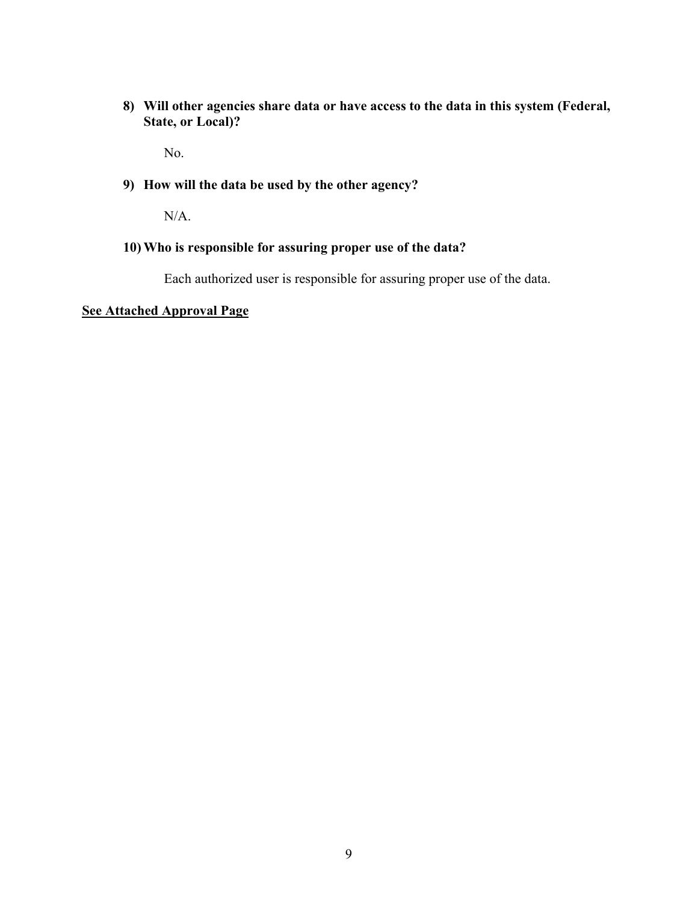8) **Will other agencies share data or have access to the data in this system (Federal, State, or Local)?**

   No.

9) **How will the data be used by the other agency?**

   N/A.

10) **Who is responsible for assuring proper use of the data?**

    Each authorized user is responsible for assuring proper use of the data.

**<u>See Attached Approval Page</u>**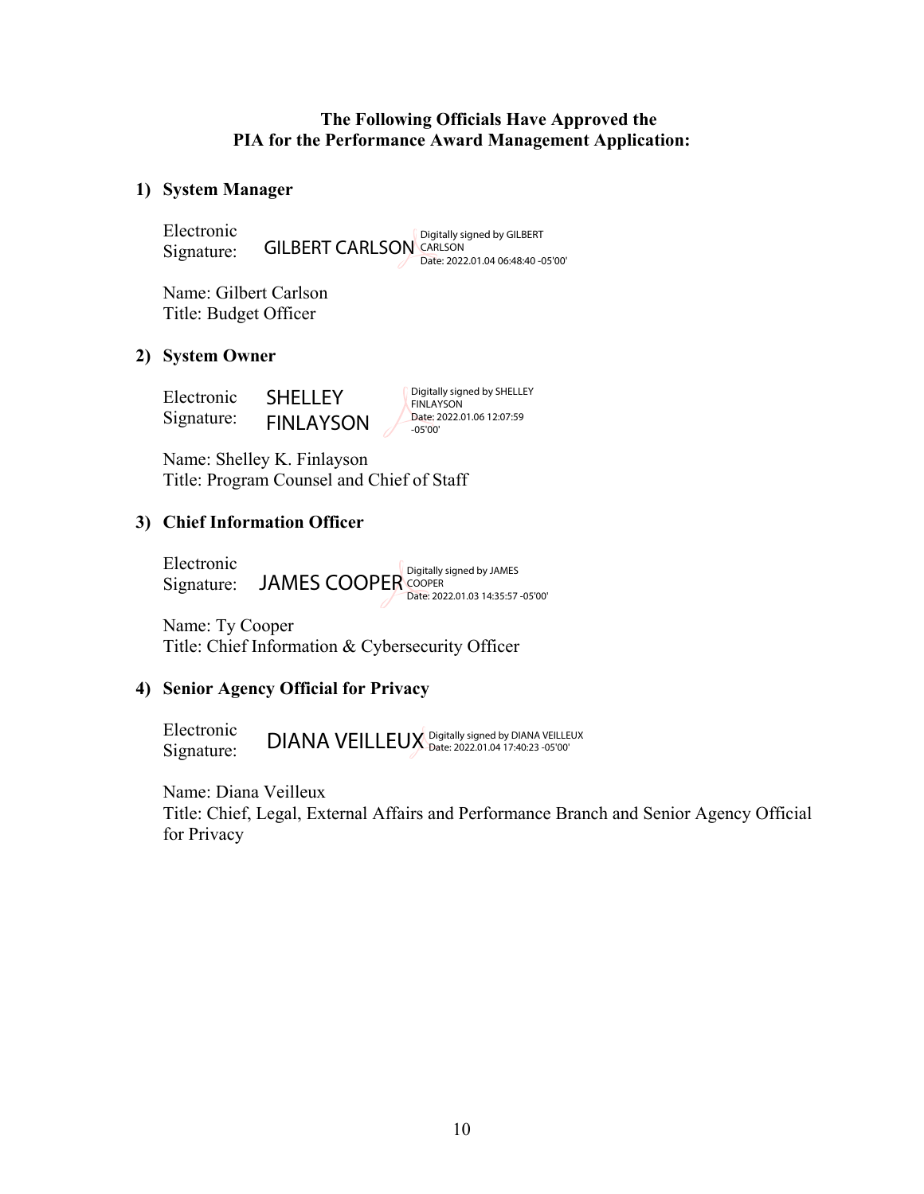**The Following Officials Have Approved the PIA for the Performance Award Management Application:**

**1) System Manager**

Electronic Signature: GILBERT CARLSON Digitally signed by GILBERT CARLSON Date: 2022.01.04 06:48:40 -05'00'

Name: Gilbert Carlson
Title: Budget Officer

**2) System Owner**

Electronic Signature: SHELLEY FINLAYSON Digitally signed by SHELLEY FINLAYSON Date: 2022.01.06 12:07:59 -05'00'

Name: Shelley K. Finlayson
Title: Program Counsel and Chief of Staff

**3) Chief Information Officer**

Electronic Signature: JAMES COOPER Digitally signed by JAMES COOPER Date: 2022.01.03 14:35:57 -05'00'

Name: Ty Cooper
Title: Chief Information & Cybersecurity Officer

**4) Senior Agency Official for Privacy**

Electronic Signature: DIANA VEILLEUX Digitally signed by DIANA VEILLEUX Date: 2022.01.04 17:40:23 -05'00'

Name: Diana Veilleux
Title: Chief, Legal, External Affairs and Performance Branch and Senior Agency Official for Privacy